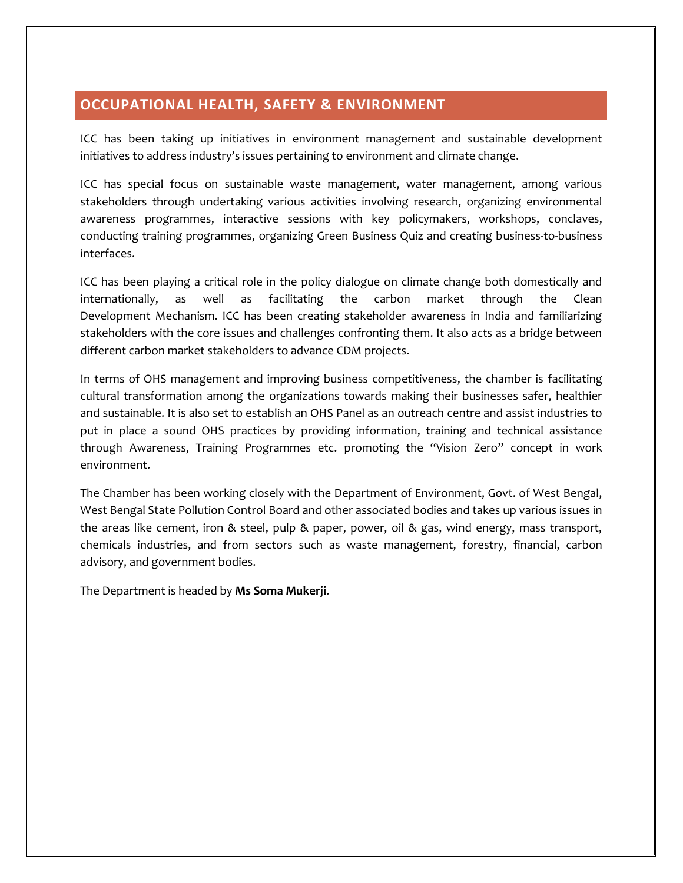## OCCUPATIONAL HEALTH, SAFETY & ENVIRONMENT

ICC has been taking up initiatives in environment management and sustainable development initiatives to address industry's issues pertaining to environment and climate change.

ICC has special focus on sustainable waste management, water management, among various stakeholders through undertaking various activities involving research, organizing environmental awareness programmes, interactive sessions with key policymakers, workshops, conclaves, conducting training programmes, organizing Green Business Quiz and creating business-to-business interfaces.

ICC has been playing a critical role in the policy dialogue on climate change both domestically and internationally, as well as facilitating the carbon market through the Clean Development Mechanism. ICC has been creating stakeholder awareness in India and familiarizing stakeholders with the core issues and challenges confronting them. It also acts as a bridge between different carbon market stakeholders to advance CDM projects.

In terms of OHS management and improving business competitiveness, the chamber is facilitating cultural transformation among the organizations towards making their businesses safer, healthier and sustainable. It is also set to establish an OHS Panel as an outreach centre and assist industries to put in place a sound OHS practices by providing information, training and technical assistance through Awareness, Training Programmes etc. promoting the "Vision Zero" concept in work environment.

The Chamber has been working closely with the Department of Environment, Govt. of West Bengal, West Bengal State Pollution Control Board and other associated bodies and takes up various issues in the areas like cement, iron & steel, pulp & paper, power, oil & gas, wind energy, mass transport, chemicals industries, and from sectors such as waste management, forestry, financial, carbon advisory, and government bodies.

The Department is headed by **Ms Soma Mukerji**.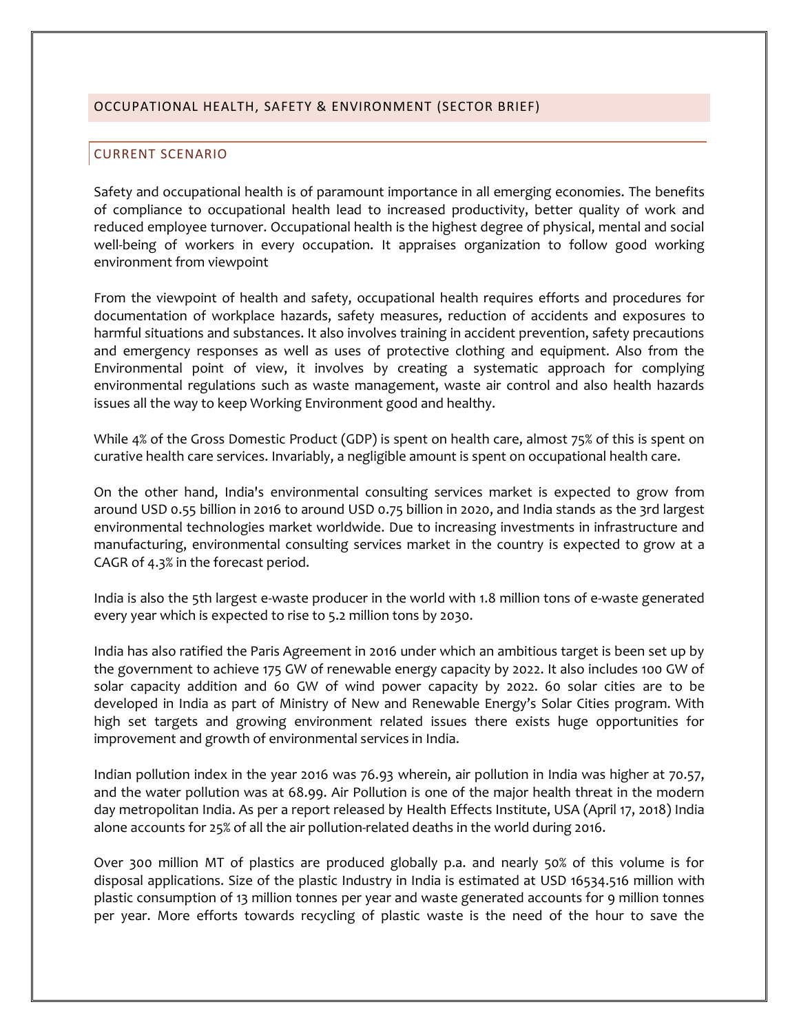## OCCUPATIONAL HEALTH, SAFETY & ENVIRONMENT (SECTOR BRIEF)

### CURRENT SCENARIO

Safety and occupational health is of paramount importance in all emerging economies. The benefits of compliance to occupational health lead to increased productivity, better quality of work and reduced employee turnover. Occupational health is the highest degree of physical, mental and social well-being of workers in every occupation. It appraises organization to follow good working environment from viewpoint

From the viewpoint of health and safety, occupational health requires efforts and procedures for documentation of workplace hazards, safety measures, reduction of accidents and exposures to harmful situations and substances. It also involves training in accident prevention, safety precautions and emergency responses as well as uses of protective clothing and equipment. Also from the Environmental point of view, it involves by creating a systematic approach for complying environmental regulations such as waste management, waste air control and also health hazards issues all the way to keep Working Environment good and healthy.

While 4% of the Gross Domestic Product (GDP) is spent on health care, almost 75% of this is spent on curative health care services. Invariably, a negligible amount is spent on occupational health care.

On the other hand, India's environmental consulting services market is expected to grow from around USD 0.55 billion in 2016 to around USD 0.75 billion in 2020, and India stands as the 3rd largest environmental technologies market worldwide. Due to increasing investments in infrastructure and manufacturing, environmental consulting services market in the country is expected to grow at a CAGR of 4.3% in the forecast period.

India is also the 5th largest e-waste producer in the world with 1.8 million tons of e-waste generated every year which is expected to rise to 5.2 million tons by 2030.

India has also ratified the Paris Agreement in 2016 under which an ambitious target is been set up by the government to achieve 175 GW of renewable energy capacity by 2022. It also includes 100 GW of solar capacity addition and 60 GW of wind power capacity by 2022. 60 solar cities are to be developed in India as part of Ministry of New and Renewable Energy's Solar Cities program. With high set targets and growing environment related issues there exists huge opportunities for improvement and growth of environmental services in India.

Indian pollution index in the year 2016 was 76.93 wherein, air pollution in India was higher at 70.57, and the water pollution was at 68.99. Air Pollution is one of the major health threat in the modern day metropolitan India. As per a report released by Health Effects Institute, USA (April 17, 2018) India alone accounts for 25% of all the air pollution-related deaths in the world during 2016.

Over 300 million MT of plastics are produced globally p.a. and nearly 50% of this volume is for disposal applications. Size of the plastic Industry in India is estimated at USD 16534.516 million with plastic consumption of 13 million tonnes per year and waste generated accounts for 9 million tonnes per year. More efforts towards recycling of plastic waste is the need of the hour to save the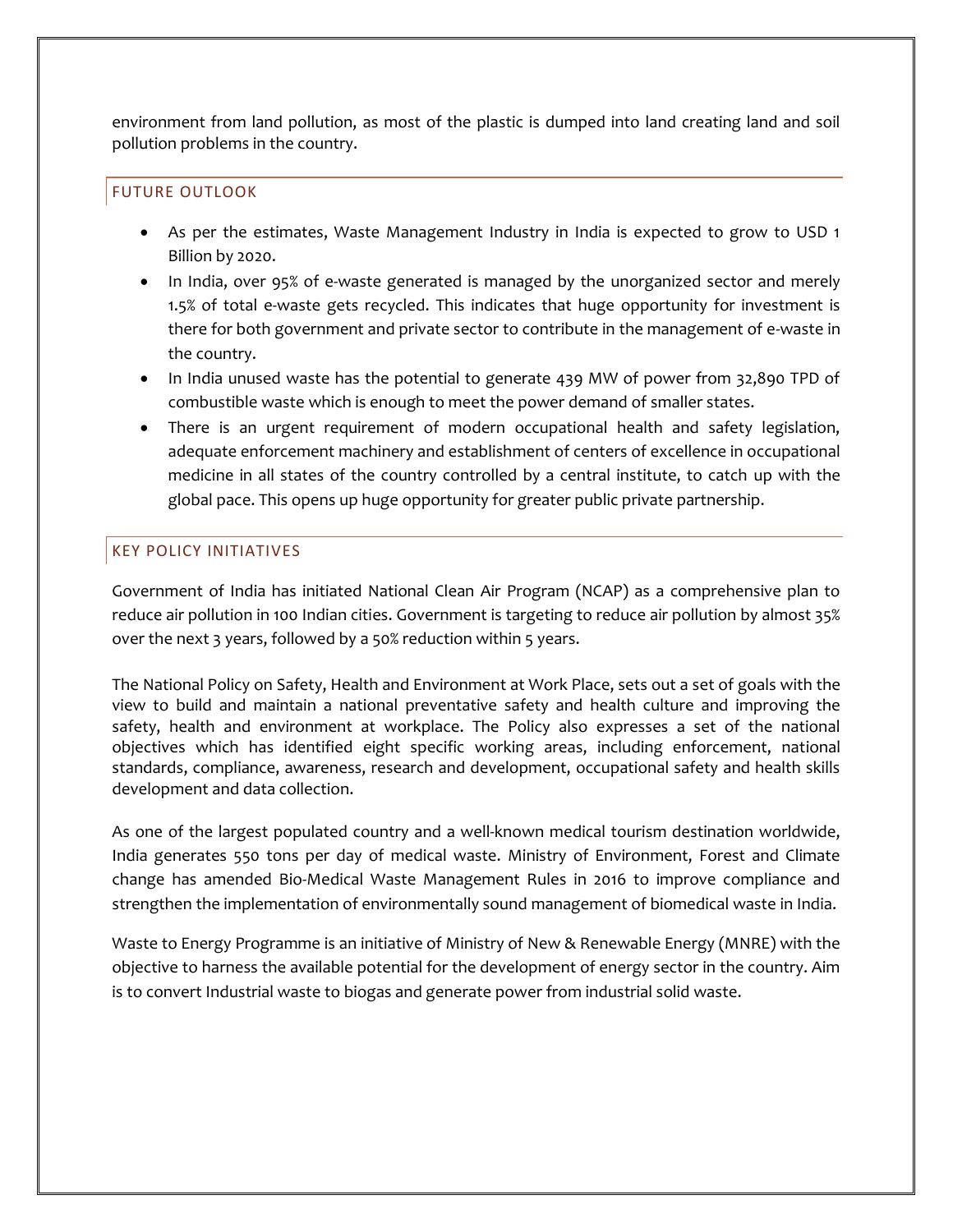environment from land pollution, as most of the plastic is dumped into land creating land and soil pollution problems in the country.

## FUTURE OUTLOOK

- As per the estimates, Waste Management Industry in India is expected to grow to USD 1 Billion by 2020.
- In India, over 95% of e-waste generated is managed by the unorganized sector and merely 1.5% of total e-waste gets recycled. This indicates that huge opportunity for investment is there for both government and private sector to contribute in the management of e-waste in the country.
- In India unused waste has the potential to generate 439 MW of power from 32,890 TPD of combustible waste which is enough to meet the power demand of smaller states.
- There is an urgent requirement of modern occupational health and safety legislation, adequate enforcement machinery and establishment of centers of excellence in occupational medicine in all states of the country controlled by a central institute, to catch up with the global pace. This opens up huge opportunity for greater public private partnership.

## KEY POLICY INITIATIVES

Government of India has initiated National Clean Air Program (NCAP) as a comprehensive plan to reduce air pollution in 100 Indian cities. Government is targeting to reduce air pollution by almost 35% over the next 3 years, followed by a 50% reduction within 5 years.

The National Policy on Safety, Health and Environment at Work Place, sets out a set of goals with the view to build and maintain a national preventative safety and health culture and improving the safety, health and environment at workplace. The Policy also expresses a set of the national objectives which has identified eight specific working areas, including enforcement, national standards, compliance, awareness, research and development, occupational safety and health skills development and data collection.

As one of the largest populated country and a well-known medical tourism destination worldwide, India generates 550 tons per day of medical waste. Ministry of Environment, Forest and Climate change has amended Bio-Medical Waste Management Rules in 2016 to improve compliance and strengthen the implementation of environmentally sound management of biomedical waste in India.

Waste to Energy Programme is an initiative of Ministry of New & Renewable Energy (MNRE) with the objective to harness the available potential for the development of energy sector in the country. Aim is to convert Industrial waste to biogas and generate power from industrial solid waste.